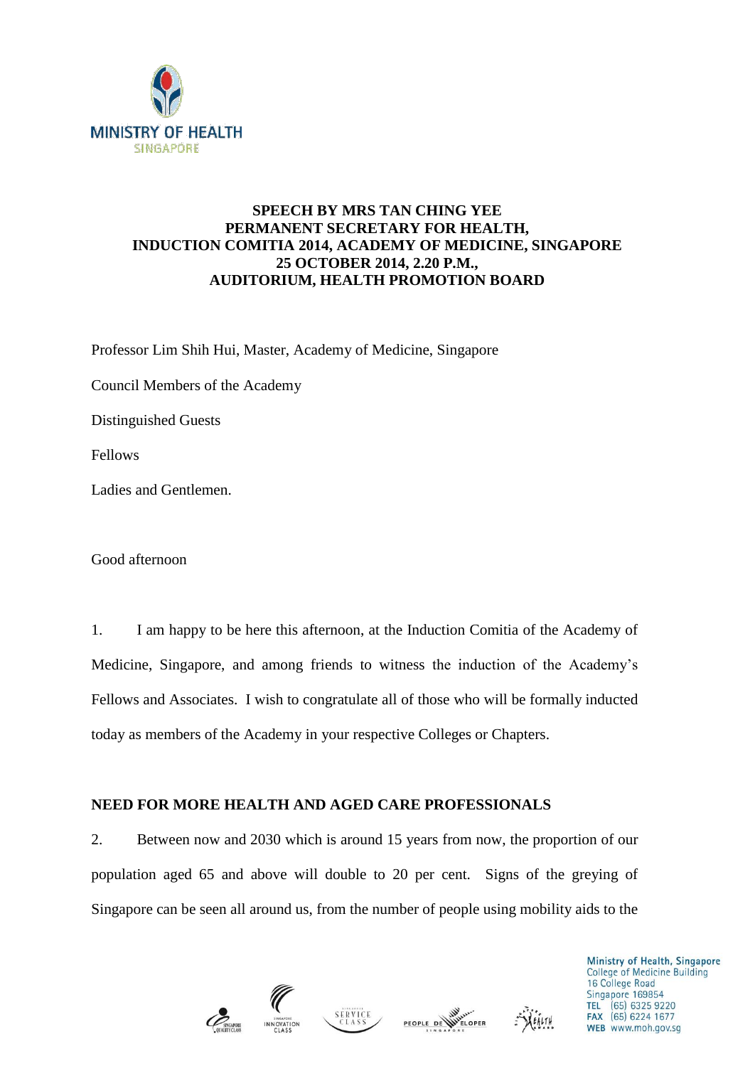**MINISTRY OF HEALTH**
**SINGAPORE**

# SPEECH BY MRS TAN CHING YEE
# PERMANENT SECRETARY FOR HEALTH,
# INDUCTION COMITIA 2014, ACADEMY OF MEDICINE, SINGAPORE
# 25 OCTOBER 2014, 2.20 P.M.,
# AUDITORIUM, HEALTH PROMOTION BOARD

Professor Lim Shih Hui, Master, Academy of Medicine, Singapore

Council Members of the Academy

Distinguished Guests

Fellows

Ladies and Gentlemen.

Good afternoon

1. I am happy to be here this afternoon, at the Induction Comitia of the Academy of Medicine, Singapore, and among friends to witness the induction of the Academy's Fellows and Associates. I wish to congratulate all of those who will be formally inducted today as members of the Academy in your respective Colleges or Chapters.

## NEED FOR MORE HEALTH AND AGED CARE PROFESSIONALS

2. Between now and 2030 which is around 15 years from now, the proportion of our population aged 65 and above will double to 20 per cent. Signs of the greying of Singapore can be seen all around us, from the number of people using mobility aids to the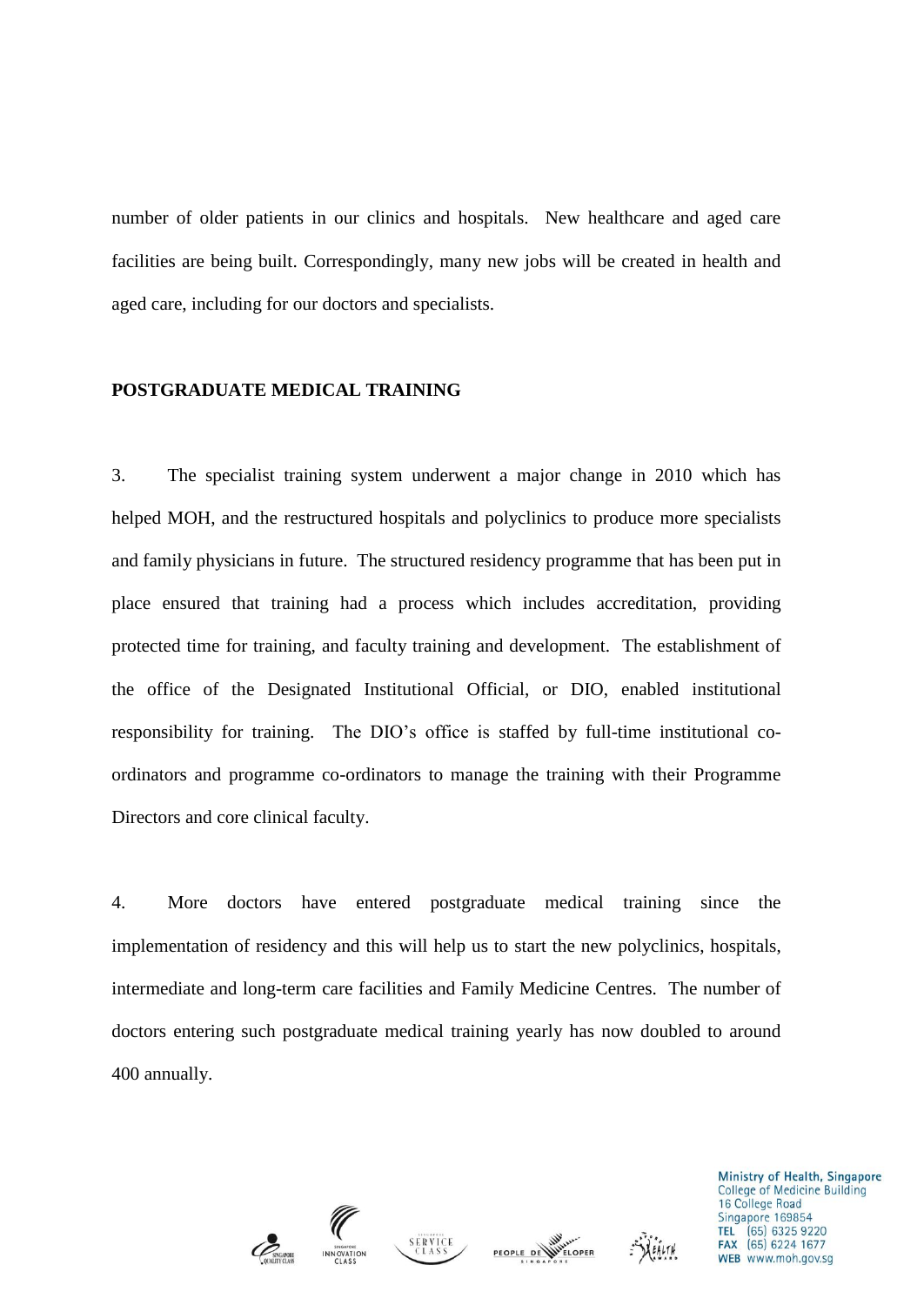number of older patients in our clinics and hospitals. New healthcare and aged care facilities are being built. Correspondingly, many new jobs will be created in health and aged care, including for our doctors and specialists.

**POSTGRADUATE MEDICAL TRAINING**

3. The specialist training system underwent a major change in 2010 which has helped MOH, and the restructured hospitals and polyclinics to produce more specialists and family physicians in future. The structured residency programme that has been put in place ensured that training had a process which includes accreditation, providing protected time for training, and faculty training and development. The establishment of the office of the Designated Institutional Official, or DIO, enabled institutional responsibility for training. The DIO's office is staffed by full-time institutional co-ordinators and programme co-ordinators to manage the training with their Programme Directors and core clinical faculty.

4. More doctors have entered postgraduate medical training since the implementation of residency and this will help us to start the new polyclinics, hospitals, intermediate and long-term care facilities and Family Medicine Centres. The number of doctors entering such postgraduate medical training yearly has now doubled to around 400 annually.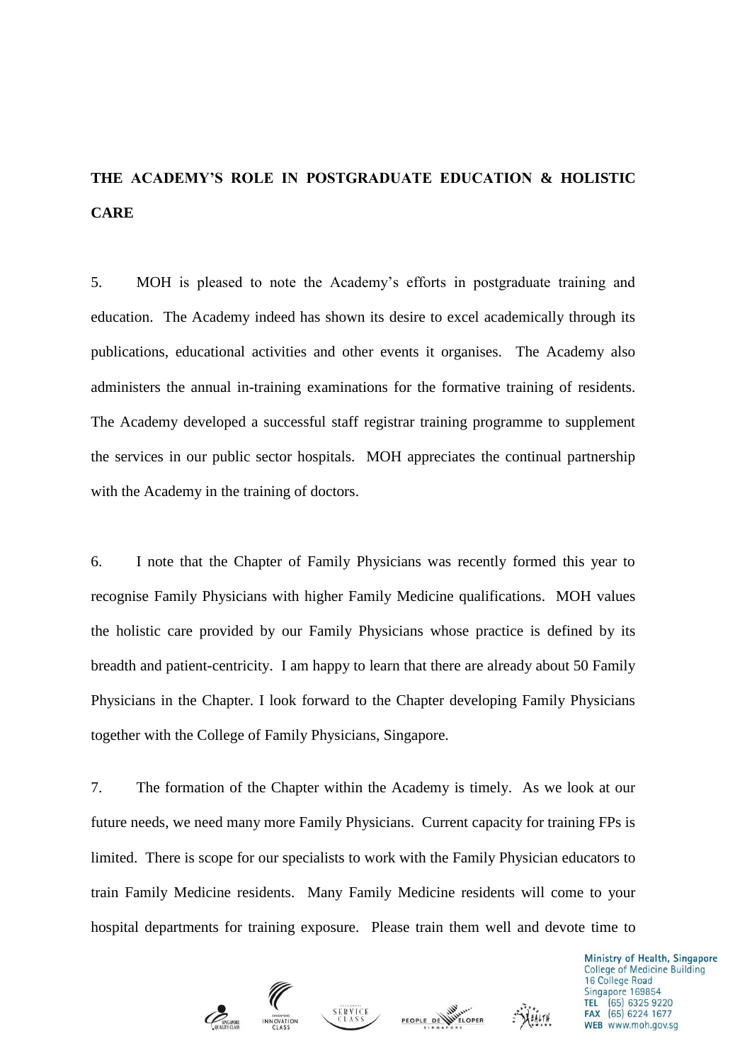**THE ACADEMY'S ROLE IN POSTGRADUATE EDUCATION & HOLISTIC CARE**

5. MOH is pleased to note the Academy's efforts in postgraduate training and education. The Academy indeed has shown its desire to excel academically through its publications, educational activities and other events it organises. The Academy also administers the annual in-training examinations for the formative training of residents. The Academy developed a successful staff registrar training programme to supplement the services in our public sector hospitals. MOH appreciates the continual partnership with the Academy in the training of doctors.

6. I note that the Chapter of Family Physicians was recently formed this year to recognise Family Physicians with higher Family Medicine qualifications. MOH values the holistic care provided by our Family Physicians whose practice is defined by its breadth and patient-centricity. I am happy to learn that there are already about 50 Family Physicians in the Chapter. I look forward to the Chapter developing Family Physicians together with the College of Family Physicians, Singapore.

7. The formation of the Chapter within the Academy is timely. As we look at our future needs, we need many more Family Physicians. Current capacity for training FPs is limited. There is scope for our specialists to work with the Family Physician educators to train Family Medicine residents. Many Family Medicine residents will come to your hospital departments for training exposure. Please train them well and devote time to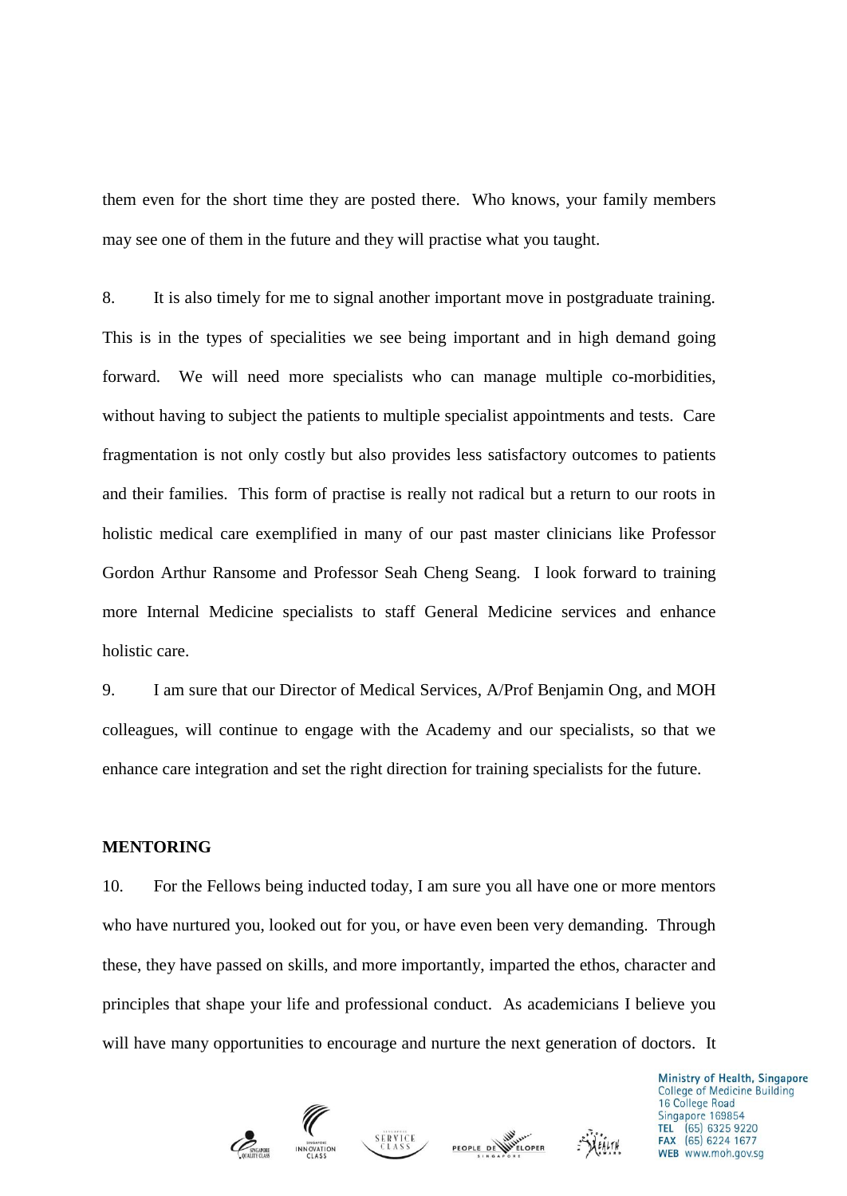them even for the short time they are posted there. Who knows, your family members may see one of them in the future and they will practise what you taught.

8. It is also timely for me to signal another important move in postgraduate training. This is in the types of specialities we see being important and in high demand going forward. We will need more specialists who can manage multiple co-morbidities, without having to subject the patients to multiple specialist appointments and tests. Care fragmentation is not only costly but also provides less satisfactory outcomes to patients and their families. This form of practise is really not radical but a return to our roots in holistic medical care exemplified in many of our past master clinicians like Professor Gordon Arthur Ransome and Professor Seah Cheng Seang. I look forward to training more Internal Medicine specialists to staff General Medicine services and enhance holistic care.

9. I am sure that our Director of Medical Services, A/Prof Benjamin Ong, and MOH colleagues, will continue to engage with the Academy and our specialists, so that we enhance care integration and set the right direction for training specialists for the future.

**MENTORING**

10. For the Fellows being inducted today, I am sure you all have one or more mentors who have nurtured you, looked out for you, or have even been very demanding. Through these, they have passed on skills, and more importantly, imparted the ethos, character and principles that shape your life and professional conduct. As academicians I believe you will have many opportunities to encourage and nurture the next generation of doctors. It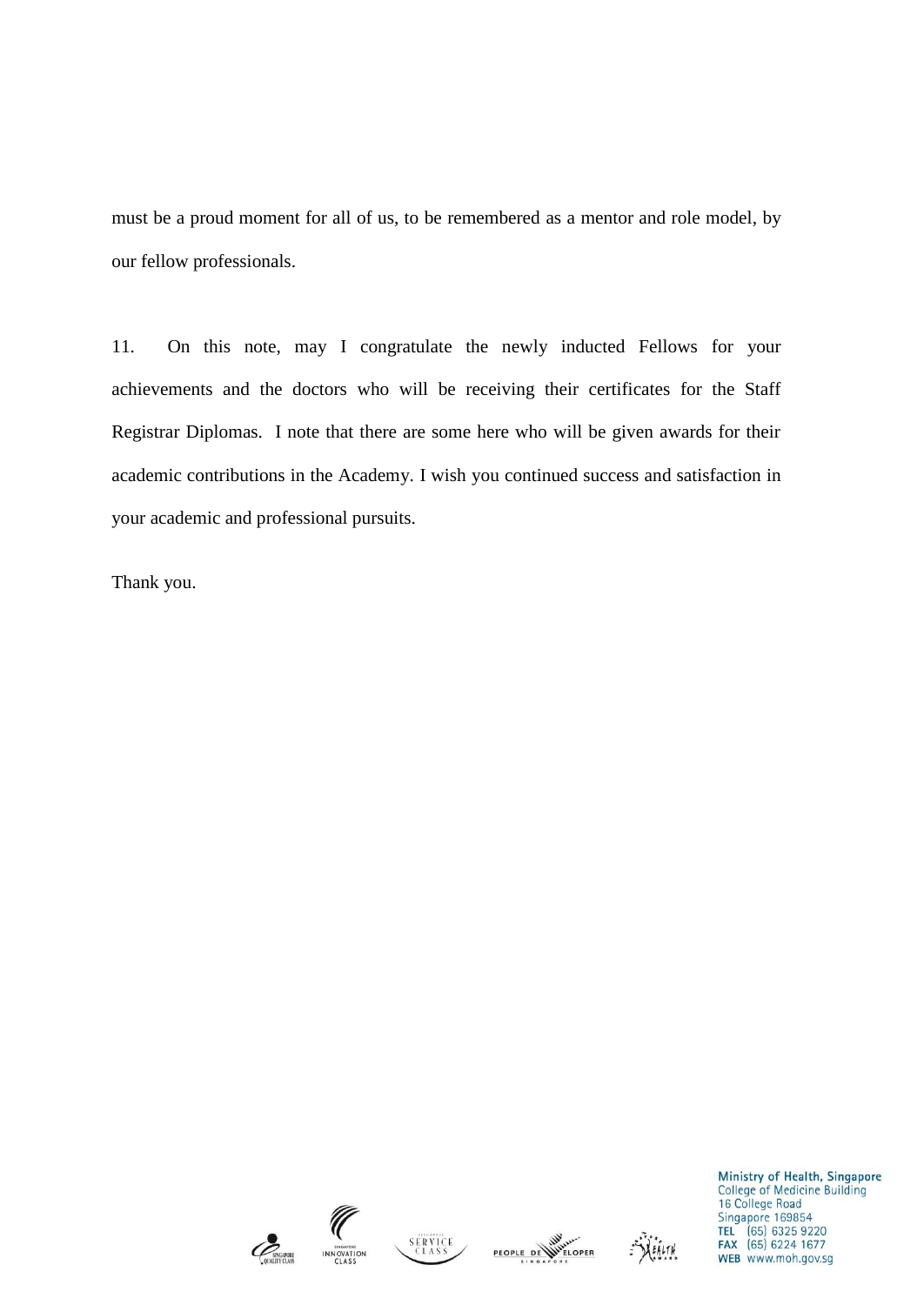must be a proud moment for all of us, to be remembered as a mentor and role model, by our fellow professionals.

11. On this note, may I congratulate the newly inducted Fellows for your achievements and the doctors who will be receiving their certificates for the Staff Registrar Diplomas. I note that there are some here who will be given awards for their academic contributions in the Academy. I wish you continued success and satisfaction in your academic and professional pursuits.

Thank you.